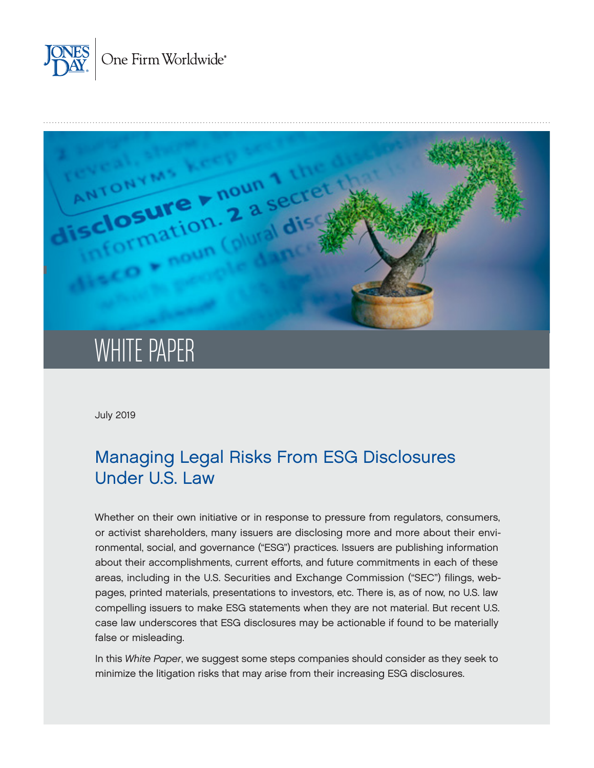JONES DAY | One Firm Worldwide®

WHITE PAPER

July 2019

# Managing Legal Risks From ESG Disclosures Under U.S. Law

Whether on their own initiative or in response to pressure from regulators, consumers, or activist shareholders, many issuers are disclosing more and more about their environmental, social, and governance ("ESG") practices. Issuers are publishing information about their accomplishments, current efforts, and future commitments in each of these areas, including in the U.S. Securities and Exchange Commission ("SEC") filings, webpages, printed materials, presentations to investors, etc. There is, as of now, no U.S. law compelling issuers to make ESG statements when they are not material. But recent U.S. case law underscores that ESG disclosures may be actionable if found to be materially false or misleading.

In this *White Paper*, we suggest some steps companies should consider as they seek to minimize the litigation risks that may arise from their increasing ESG disclosures.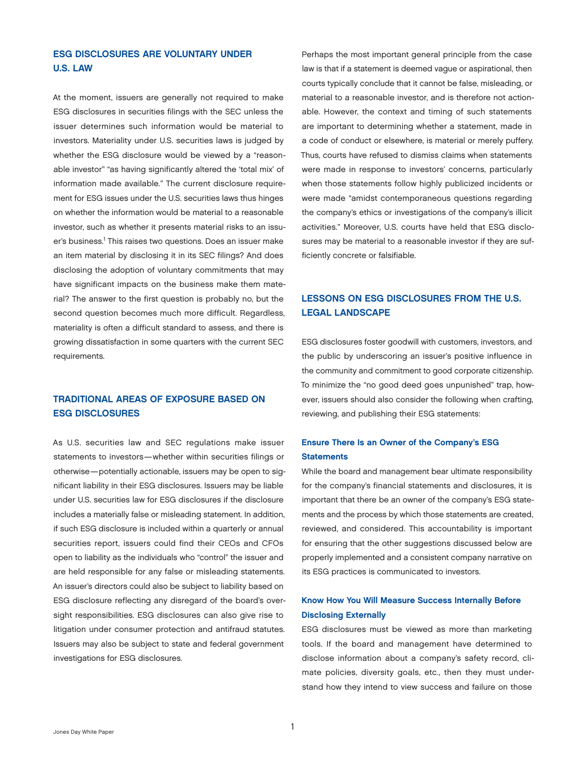## ESG DISCLOSURES ARE VOLUNTARY UNDER U.S. LAW

At the moment, issuers are generally not required to make ESG disclosures in securities filings with the SEC unless the issuer determines such information would be material to investors. Materiality under U.S. securities laws is judged by whether the ESG disclosure would be viewed by a "reasonable investor" "as having significantly altered the 'total mix' of information made available." The current disclosure requirement for ESG issues under the U.S. securities laws thus hinges on whether the information would be material to a reasonable investor, such as whether it presents material risks to an issuer's business.[1] This raises two questions. Does an issuer make an item material by disclosing it in its SEC filings? And does disclosing the adoption of voluntary commitments that may have significant impacts on the business make them material? The answer to the first question is probably no, but the second question becomes much more difficult. Regardless, materiality is often a difficult standard to assess, and there is growing dissatisfaction in some quarters with the current SEC requirements.

## TRADITIONAL AREAS OF EXPOSURE BASED ON ESG DISCLOSURES

As U.S. securities law and SEC regulations make issuer statements to investors—whether within securities filings or otherwise—potentially actionable, issuers may be open to significant liability in their ESG disclosures. Issuers may be liable under U.S. securities law for ESG disclosures if the disclosure includes a materially false or misleading statement. In addition, if such ESG disclosure is included within a quarterly or annual securities report, issuers could find their CEOs and CFOs open to liability as the individuals who "control" the issuer and are held responsible for any false or misleading statements. An issuer's directors could also be subject to liability based on ESG disclosure reflecting any disregard of the board's oversight responsibilities. ESG disclosures can also give rise to litigation under consumer protection and antifraud statutes. Issuers may also be subject to state and federal government investigations for ESG disclosures.

Perhaps the most important general principle from the case law is that if a statement is deemed vague or aspirational, then courts typically conclude that it cannot be false, misleading, or material to a reasonable investor, and is therefore not actionable. However, the context and timing of such statements are important to determining whether a statement, made in a code of conduct or elsewhere, is material or merely puffery. Thus, courts have refused to dismiss claims when statements were made in response to investors' concerns, particularly when those statements follow highly publicized incidents or were made "amidst contemporaneous questions regarding the company's ethics or investigations of the company's illicit activities." Moreover, U.S. courts have held that ESG disclosures may be material to a reasonable investor if they are sufficiently concrete or falsifiable.

## LESSONS ON ESG DISCLOSURES FROM THE U.S. LEGAL LANDSCAPE

ESG disclosures foster goodwill with customers, investors, and the public by underscoring an issuer's positive influence in the community and commitment to good corporate citizenship. To minimize the "no good deed goes unpunished" trap, however, issuers should also consider the following when crafting, reviewing, and publishing their ESG statements:

### Ensure There Is an Owner of the Company's ESG Statements

While the board and management bear ultimate responsibility for the company's financial statements and disclosures, it is important that there be an owner of the company's ESG statements and the process by which those statements are created, reviewed, and considered. This accountability is important for ensuring that the other suggestions discussed below are properly implemented and a consistent company narrative on its ESG practices is communicated to investors.

### Know How You Will Measure Success Internally Before Disclosing Externally

ESG disclosures must be viewed as more than marketing tools. If the board and management have determined to disclose information about a company's safety record, climate policies, diversity goals, etc., then they must understand how they intend to view success and failure on those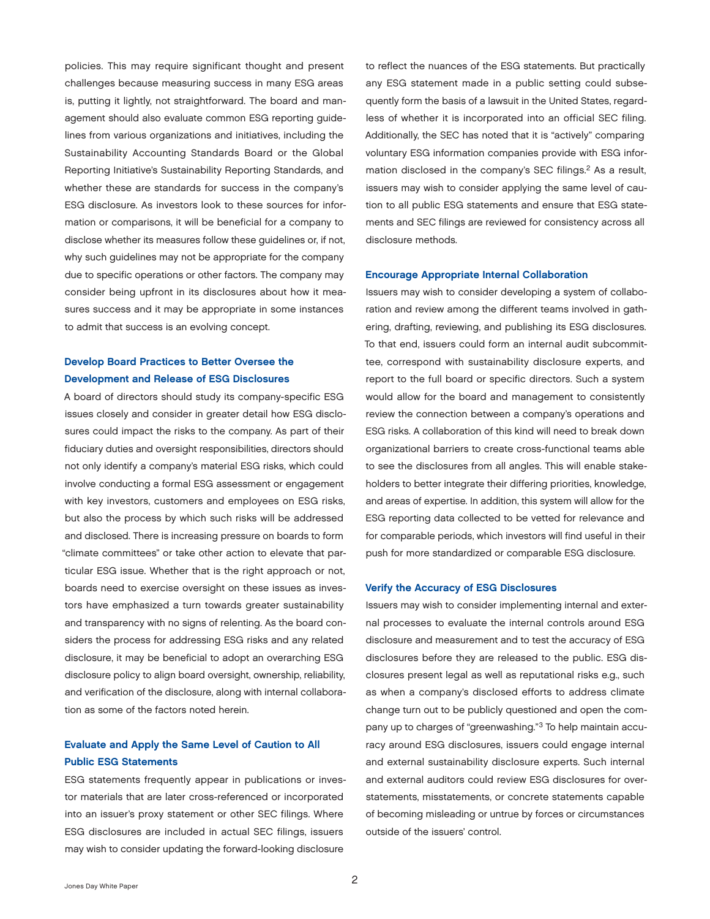policies. This may require significant thought and present challenges because measuring success in many ESG areas is, putting it lightly, not straightforward. The board and management should also evaluate common ESG reporting guidelines from various organizations and initiatives, including the Sustainability Accounting Standards Board or the Global Reporting Initiative's Sustainability Reporting Standards, and whether these are standards for success in the company's ESG disclosure. As investors look to these sources for information or comparisons, it will be beneficial for a company to disclose whether its measures follow these guidelines or, if not, why such guidelines may not be appropriate for the company due to specific operations or other factors. The company may consider being upfront in its disclosures about how it measures success and it may be appropriate in some instances to admit that success is an evolving concept.

### Develop Board Practices to Better Oversee the Development and Release of ESG Disclosures

A board of directors should study its company-specific ESG issues closely and consider in greater detail how ESG disclosures could impact the risks to the company. As part of their fiduciary duties and oversight responsibilities, directors should not only identify a company's material ESG risks, which could involve conducting a formal ESG assessment or engagement with key investors, customers and employees on ESG risks, but also the process by which such risks will be addressed and disclosed. There is increasing pressure on boards to form "climate committees" or take other action to elevate that particular ESG issue. Whether that is the right approach or not, boards need to exercise oversight on these issues as investors have emphasized a turn towards greater sustainability and transparency with no signs of relenting. As the board considers the process for addressing ESG risks and any related disclosure, it may be beneficial to adopt an overarching ESG disclosure policy to align board oversight, ownership, reliability, and verification of the disclosure, along with internal collaboration as some of the factors noted herein.

### Evaluate and Apply the Same Level of Caution to All Public ESG Statements

ESG statements frequently appear in publications or investor materials that are later cross-referenced or incorporated into an issuer's proxy statement or other SEC filings. Where ESG disclosures are included in actual SEC filings, issuers may wish to consider updating the forward-looking disclosure to reflect the nuances of the ESG statements. But practically any ESG statement made in a public setting could subsequently form the basis of a lawsuit in the United States, regardless of whether it is incorporated into an official SEC filing. Additionally, the SEC has noted that it is "actively" comparing voluntary ESG information companies provide with ESG information disclosed in the company's SEC filings.[2] As a result, issuers may wish to consider applying the same level of caution to all public ESG statements and ensure that ESG statements and SEC filings are reviewed for consistency across all disclosure methods.

### Encourage Appropriate Internal Collaboration

Issuers may wish to consider developing a system of collaboration and review among the different teams involved in gathering, drafting, reviewing, and publishing its ESG disclosures. To that end, issuers could form an internal audit subcommittee, correspond with sustainability disclosure experts, and report to the full board or specific directors. Such a system would allow for the board and management to consistently review the connection between a company's operations and ESG risks. A collaboration of this kind will need to break down organizational barriers to create cross-functional teams able to see the disclosures from all angles. This will enable stakeholders to better integrate their differing priorities, knowledge, and areas of expertise. In addition, this system will allow for the ESG reporting data collected to be vetted for relevance and for comparable periods, which investors will find useful in their push for more standardized or comparable ESG disclosure.

### Verify the Accuracy of ESG Disclosures

Issuers may wish to consider implementing internal and external processes to evaluate the internal controls around ESG disclosure and measurement and to test the accuracy of ESG disclosures before they are released to the public. ESG disclosures present legal as well as reputational risks e.g., such as when a company's disclosed efforts to address climate change turn out to be publicly questioned and open the company up to charges of "greenwashing."[3] To help maintain accuracy around ESG disclosures, issuers could engage internal and external sustainability disclosure experts. Such internal and external auditors could review ESG disclosures for overstatements, misstatements, or concrete statements capable of becoming misleading or untrue by forces or circumstances outside of the issuers' control.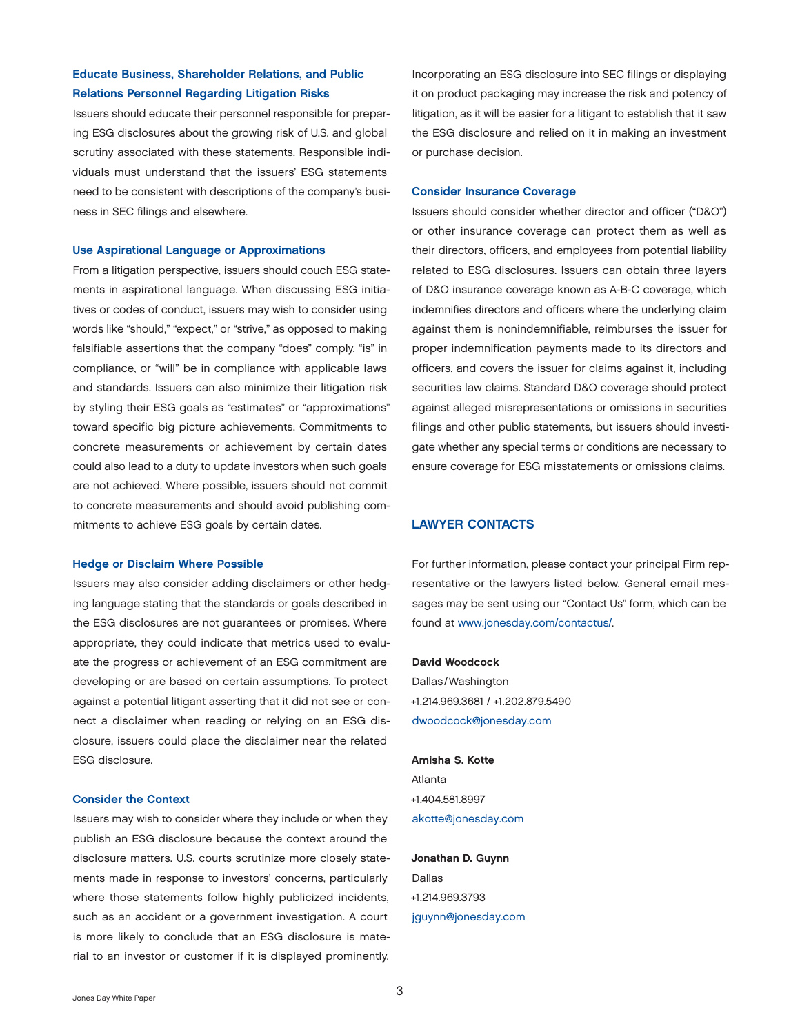### Educate Business, Shareholder Relations, and Public Relations Personnel Regarding Litigation Risks

Issuers should educate their personnel responsible for preparing ESG disclosures about the growing risk of U.S. and global scrutiny associated with these statements. Responsible individuals must understand that the issuers' ESG statements need to be consistent with descriptions of the company's business in SEC filings and elsewhere.

### Use Aspirational Language or Approximations

From a litigation perspective, issuers should couch ESG statements in aspirational language. When discussing ESG initiatives or codes of conduct, issuers may wish to consider using words like "should," "expect," or "strive," as opposed to making falsifiable assertions that the company "does" comply, "is" in compliance, or "will" be in compliance with applicable laws and standards. Issuers can also minimize their litigation risk by styling their ESG goals as "estimates" or "approximations" toward specific big picture achievements. Commitments to concrete measurements or achievement by certain dates could also lead to a duty to update investors when such goals are not achieved. Where possible, issuers should not commit to concrete measurements and should avoid publishing commitments to achieve ESG goals by certain dates.

### Hedge or Disclaim Where Possible

Issuers may also consider adding disclaimers or other hedging language stating that the standards or goals described in the ESG disclosures are not guarantees or promises. Where appropriate, they could indicate that metrics used to evaluate the progress or achievement of an ESG commitment are developing or are based on certain assumptions. To protect against a potential litigant asserting that it did not see or connect a disclaimer when reading or relying on an ESG disclosure, issuers could place the disclaimer near the related ESG disclosure.

### Consider the Context

Issuers may wish to consider where they include or when they publish an ESG disclosure because the context around the disclosure matters. U.S. courts scrutinize more closely statements made in response to investors' concerns, particularly where those statements follow highly publicized incidents, such as an accident or a government investigation. A court is more likely to conclude that an ESG disclosure is material to an investor or customer if it is displayed prominently. Incorporating an ESG disclosure into SEC filings or displaying it on product packaging may increase the risk and potency of litigation, as it will be easier for a litigant to establish that it saw the ESG disclosure and relied on it in making an investment or purchase decision.

### Consider Insurance Coverage

Issuers should consider whether director and officer ("D&O") or other insurance coverage can protect them as well as their directors, officers, and employees from potential liability related to ESG disclosures. Issuers can obtain three layers of D&O insurance coverage known as A-B-C coverage, which indemnifies directors and officers where the underlying claim against them is nonindemnifiable, reimburses the issuer for proper indemnification payments made to its directors and officers, and covers the issuer for claims against it, including securities law claims. Standard D&O coverage should protect against alleged misrepresentations or omissions in securities filings and other public statements, but issuers should investigate whether any special terms or conditions are necessary to ensure coverage for ESG misstatements or omissions claims.

## LAWYER CONTACTS

For further information, please contact your principal Firm representative or the lawyers listed below. General email messages may be sent using our "Contact Us" form, which can be found at www.jonesday.com/contactus/.

**David Woodcock**
Dallas/Washington
+1.214.969.3681 / +1.202.879.5490
dwoodcock@jonesday.com

**Amisha S. Kotte**
Atlanta
+1.404.581.8997
akotte@jonesday.com

**Jonathan D. Guynn**
Dallas
+1.214.969.3793
jguynn@jonesday.com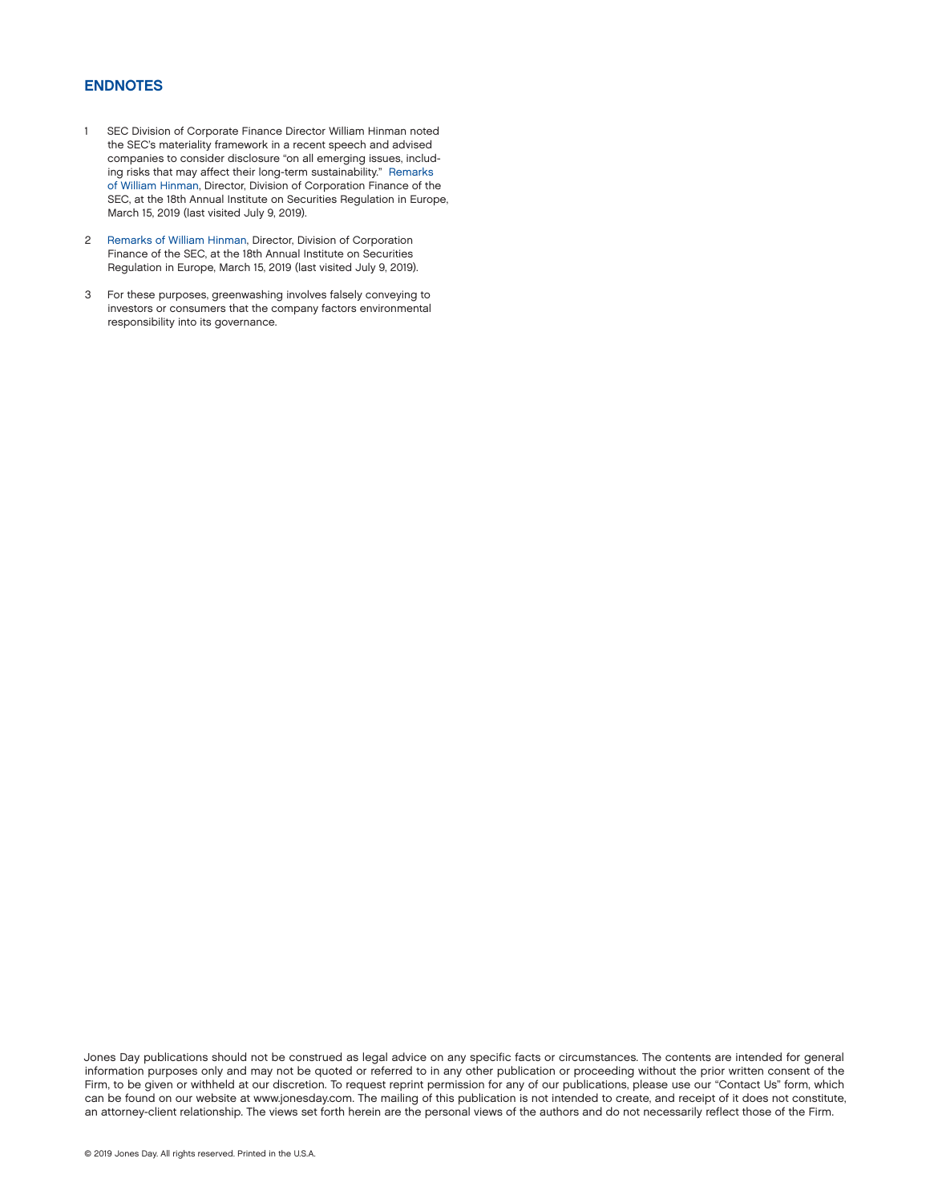## ENDNOTES

1. SEC Division of Corporate Finance Director William Hinman noted the SEC's materiality framework in a recent speech and advised companies to consider disclosure "on all emerging issues, including risks that may affect their long-term sustainability." Remarks of William Hinman, Director, Division of Corporation Finance of the SEC, at the 18th Annual Institute on Securities Regulation in Europe, March 15, 2019 (last visited July 9, 2019).

2. Remarks of William Hinman, Director, Division of Corporation Finance of the SEC, at the 18th Annual Institute on Securities Regulation in Europe, March 15, 2019 (last visited July 9, 2019).

3. For these purposes, greenwashing involves falsely conveying to investors or consumers that the company factors environmental responsibility into its governance.

Jones Day publications should not be construed as legal advice on any specific facts or circumstances. The contents are intended for general information purposes only and may not be quoted or referred to in any other publication or proceeding without the prior written consent of the Firm, to be given or withheld at our discretion. To request reprint permission for any of our publications, please use our "Contact Us" form, which can be found on our website at www.jonesday.com. The mailing of this publication is not intended to create, and receipt of it does not constitute, an attorney-client relationship. The views set forth herein are the personal views of the authors and do not necessarily reflect those of the Firm.

© 2019 Jones Day. All rights reserved. Printed in the U.S.A.